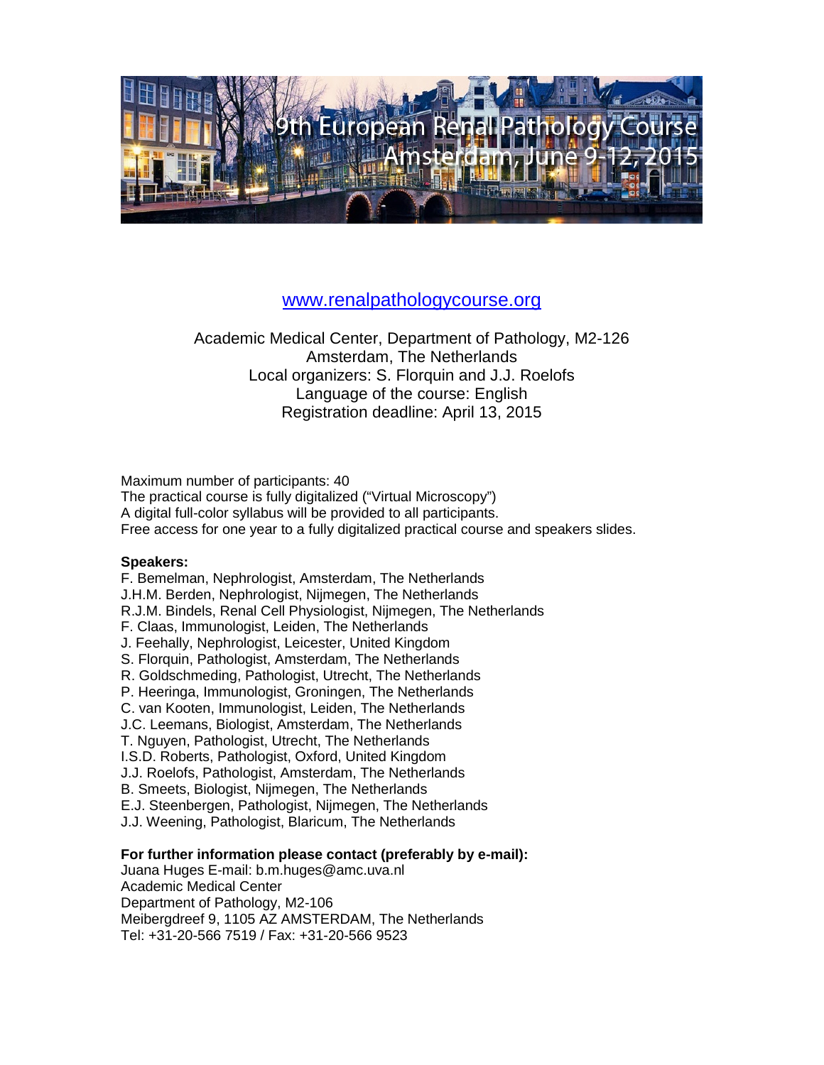# 9th European Renal Pathology Course

## Amsterdam, June 9-12, 2015

www.renalpathologycourse.org

Academic Medical Center, Department of Pathology, M2-126
Amsterdam, The Netherlands
Local organizers: S. Florquin and J.J. Roelofs
Language of the course: English
Registration deadline: April 13, 2015

Maximum number of participants: 40
The practical course is fully digitalized ("Virtual Microscopy")
A digital full-color syllabus will be provided to all participants.
Free access for one year to a fully digitalized practical course and speakers slides.

**Speakers:**

F. Bemelman, Nephrologist, Amsterdam, The Netherlands
J.H.M. Berden, Nephrologist, Nijmegen, The Netherlands
R.J.M. Bindels, Renal Cell Physiologist, Nijmegen, The Netherlands
F. Claas, Immunologist, Leiden, The Netherlands
J. Feehally, Nephrologist, Leicester, United Kingdom
S. Florquin, Pathologist, Amsterdam, The Netherlands
R. Goldschmeding, Pathologist, Utrecht, The Netherlands
P. Heeringa, Immunologist, Groningen, The Netherlands
C. van Kooten, Immunologist, Leiden, The Netherlands
J.C. Leemans, Biologist, Amsterdam, The Netherlands
T. Nguyen, Pathologist, Utrecht, The Netherlands
I.S.D. Roberts, Pathologist, Oxford, United Kingdom
J.J. Roelofs, Pathologist, Amsterdam, The Netherlands
B. Smeets, Biologist, Nijmegen, The Netherlands
E.J. Steenbergen, Pathologist, Nijmegen, The Netherlands
J.J. Weening, Pathologist, Blaricum, The Netherlands

**For further information please contact (preferably by e-mail):**

Juana Huges E-mail: b.m.huges@amc.uva.nl
Academic Medical Center
Department of Pathology, M2-106
Meibergdreef 9, 1105 AZ AMSTERDAM, The Netherlands
Tel: +31-20-566 7519 / Fax: +31-20-566 9523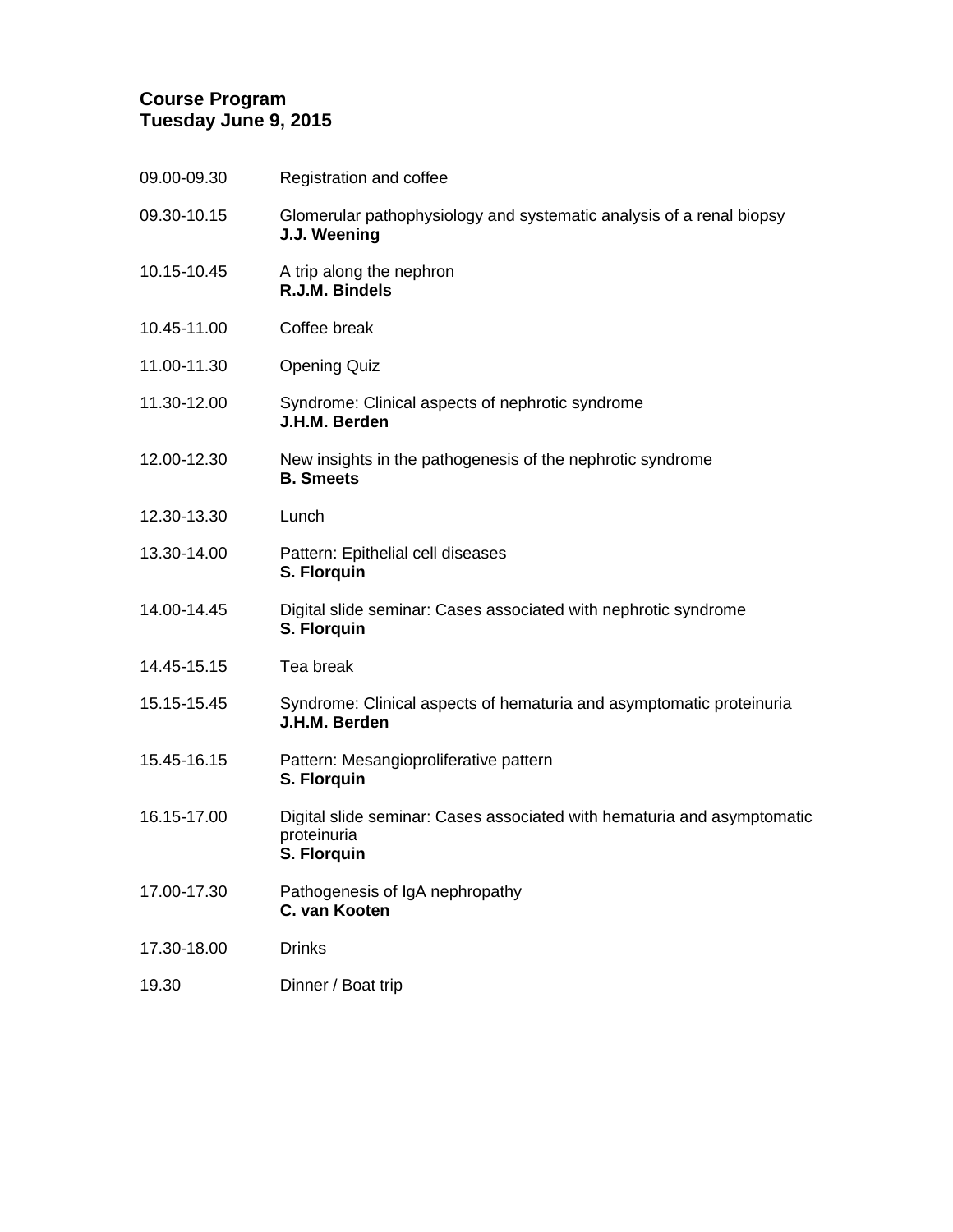**Course Program**
**Tuesday June 9, 2015**

| | |
|---|---|
| 09.00-09.30 | Registration and coffee |
| 09.30-10.15 | Glomerular pathophysiology and systematic analysis of a renal biopsy<br>**J.J. Weening** |
| 10.15-10.45 | A trip along the nephron<br>**R.J.M. Bindels** |
| 10.45-11.00 | Coffee break |
| 11.00-11.30 | Opening Quiz |
| 11.30-12.00 | Syndrome: Clinical aspects of nephrotic syndrome<br>**J.H.M. Berden** |
| 12.00-12.30 | New insights in the pathogenesis of the nephrotic syndrome<br>**B. Smeets** |
| 12.30-13.30 | Lunch |
| 13.30-14.00 | Pattern: Epithelial cell diseases<br>**S. Florquin** |
| 14.00-14.45 | Digital slide seminar: Cases associated with nephrotic syndrome<br>**S. Florquin** |
| 14.45-15.15 | Tea break |
| 15.15-15.45 | Syndrome: Clinical aspects of hematuria and asymptomatic proteinuria<br>**J.H.M. Berden** |
| 15.45-16.15 | Pattern: Mesangioproliferative pattern<br>**S. Florquin** |
| 16.15-17.00 | Digital slide seminar: Cases associated with hematuria and asymptomatic proteinuria<br>**S. Florquin** |
| 17.00-17.30 | Pathogenesis of IgA nephropathy<br>**C. van Kooten** |
| 17.30-18.00 | Drinks |
| 19.30 | Dinner / Boat trip |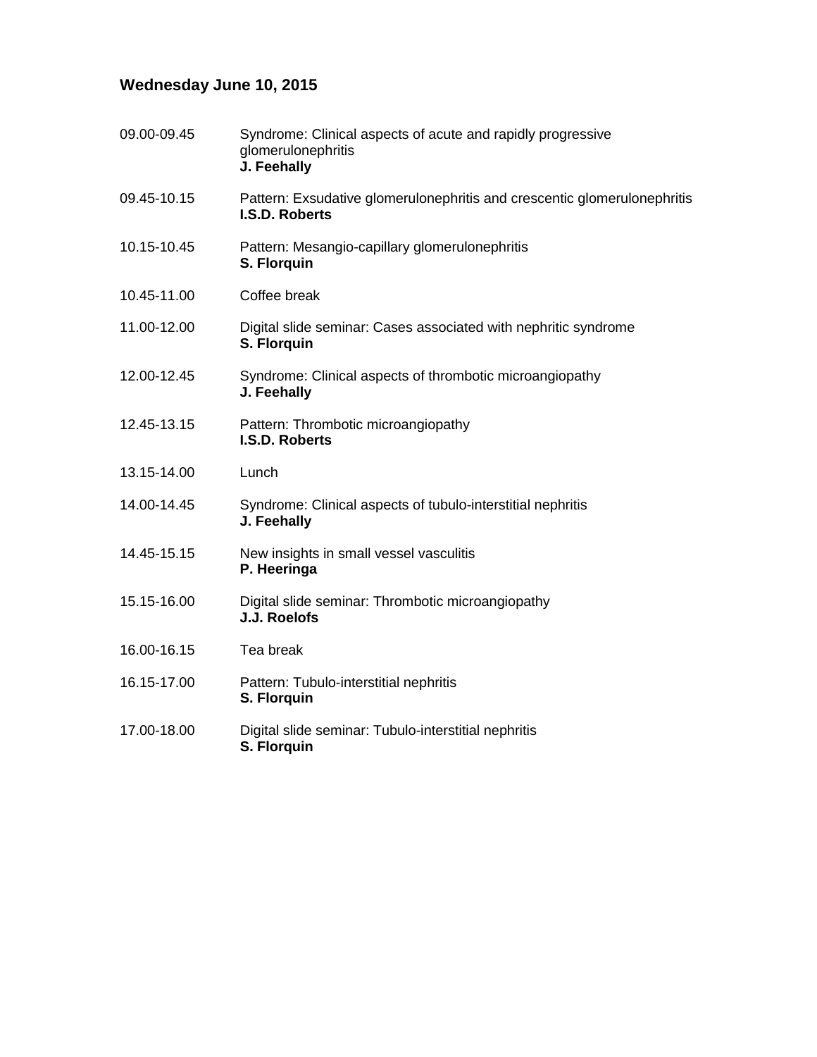## Wednesday June 10, 2015

| | |
|---|---|
| 09.00-09.45 | Syndrome: Clinical aspects of acute and rapidly progressive glomerulonephritis<br>**J. Feehally** |
| 09.45-10.15 | Pattern: Exsudative glomerulonephritis and crescentic glomerulonephritis<br>**I.S.D. Roberts** |
| 10.15-10.45 | Pattern: Mesangio-capillary glomerulonephritis<br>**S. Florquin** |
| 10.45-11.00 | Coffee break |
| 11.00-12.00 | Digital slide seminar: Cases associated with nephritic syndrome<br>**S. Florquin** |
| 12.00-12.45 | Syndrome: Clinical aspects of thrombotic microangiopathy<br>**J. Feehally** |
| 12.45-13.15 | Pattern: Thrombotic microangiopathy<br>**I.S.D. Roberts** |
| 13.15-14.00 | Lunch |
| 14.00-14.45 | Syndrome: Clinical aspects of tubulo-interstitial nephritis<br>**J. Feehally** |
| 14.45-15.15 | New insights in small vessel vasculitis<br>**P. Heeringa** |
| 15.15-16.00 | Digital slide seminar: Thrombotic microangiopathy<br>**J.J. Roelofs** |
| 16.00-16.15 | Tea break |
| 16.15-17.00 | Pattern: Tubulo-interstitial nephritis<br>**S. Florquin** |
| 17.00-18.00 | Digital slide seminar: Tubulo-interstitial nephritis<br>**S. Florquin** |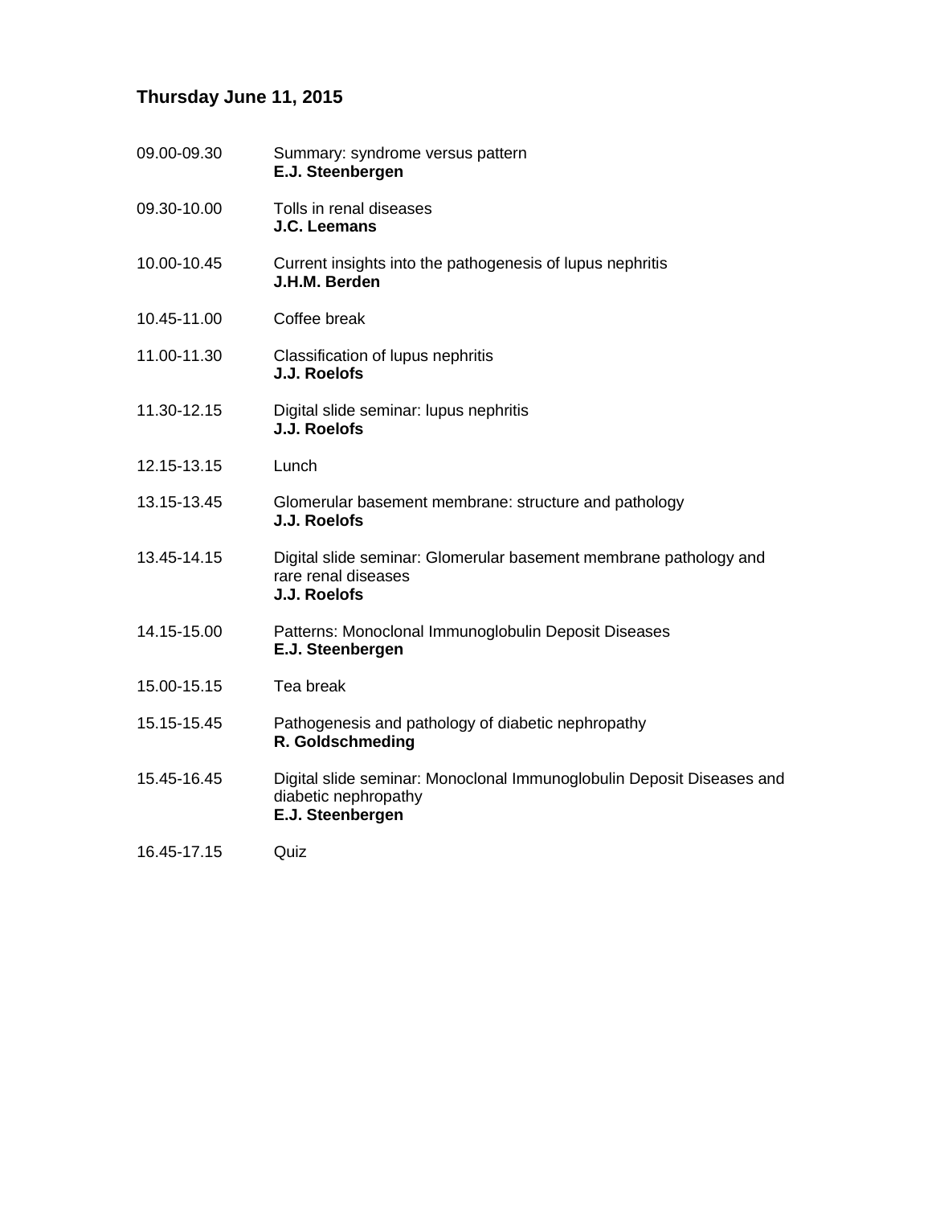## Thursday June 11, 2015

| | |
|---|---|
| 09.00-09.30 | Summary: syndrome versus pattern<br>**E.J. Steenbergen** |
| 09.30-10.00 | Tolls in renal diseases<br>**J.C. Leemans** |
| 10.00-10.45 | Current insights into the pathogenesis of lupus nephritis<br>**J.H.M. Berden** |
| 10.45-11.00 | Coffee break |
| 11.00-11.30 | Classification of lupus nephritis<br>**J.J. Roelofs** |
| 11.30-12.15 | Digital slide seminar: lupus nephritis<br>**J.J. Roelofs** |
| 12.15-13.15 | Lunch |
| 13.15-13.45 | Glomerular basement membrane: structure and pathology<br>**J.J. Roelofs** |
| 13.45-14.15 | Digital slide seminar: Glomerular basement membrane pathology and rare renal diseases<br>**J.J. Roelofs** |
| 14.15-15.00 | Patterns: Monoclonal Immunoglobulin Deposit Diseases<br>**E.J. Steenbergen** |
| 15.00-15.15 | Tea break |
| 15.15-15.45 | Pathogenesis and pathology of diabetic nephropathy<br>**R. Goldschmeding** |
| 15.45-16.45 | Digital slide seminar: Monoclonal Immunoglobulin Deposit Diseases and diabetic nephropathy<br>**E.J. Steenbergen** |
| 16.45-17.15 | Quiz |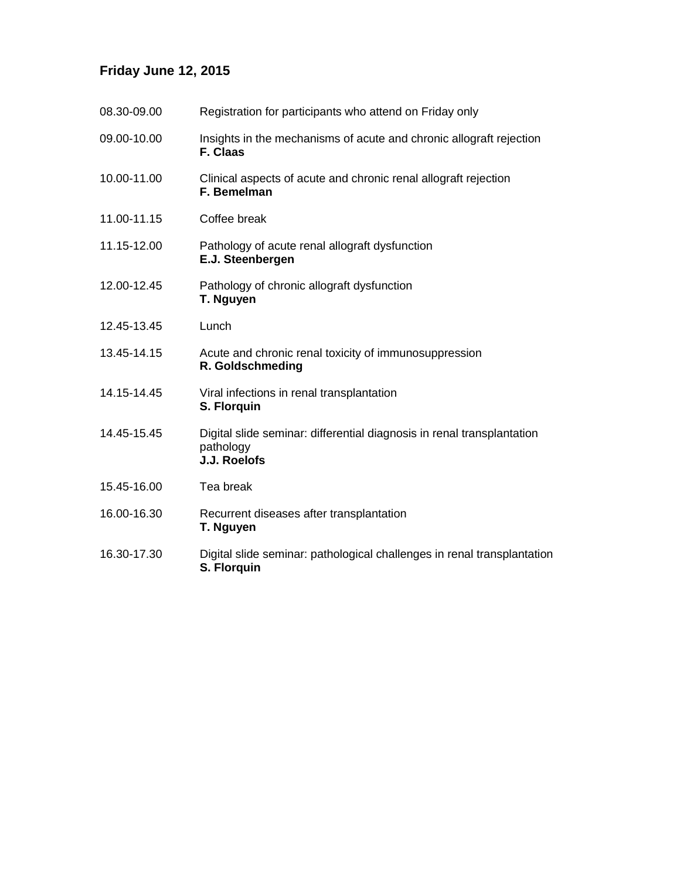## Friday June 12, 2015

| | |
|---|---|
| 08.30-09.00 | Registration for participants who attend on Friday only |
| 09.00-10.00 | Insights in the mechanisms of acute and chronic allograft rejection **F. Claas** |
| 10.00-11.00 | Clinical aspects of acute and chronic renal allograft rejection **F. Bemelman** |
| 11.00-11.15 | Coffee break |
| 11.15-12.00 | Pathology of acute renal allograft dysfunction **E.J. Steenbergen** |
| 12.00-12.45 | Pathology of chronic allograft dysfunction **T. Nguyen** |
| 12.45-13.45 | Lunch |
| 13.45-14.15 | Acute and chronic renal toxicity of immunosuppression **R. Goldschmeding** |
| 14.15-14.45 | Viral infections in renal transplantation **S. Florquin** |
| 14.45-15.45 | Digital slide seminar: differential diagnosis in renal transplantation pathology **J.J. Roelofs** |
| 15.45-16.00 | Tea break |
| 16.00-16.30 | Recurrent diseases after transplantation **T. Nguyen** |
| 16.30-17.30 | Digital slide seminar: pathological challenges in renal transplantation **S. Florquin** |